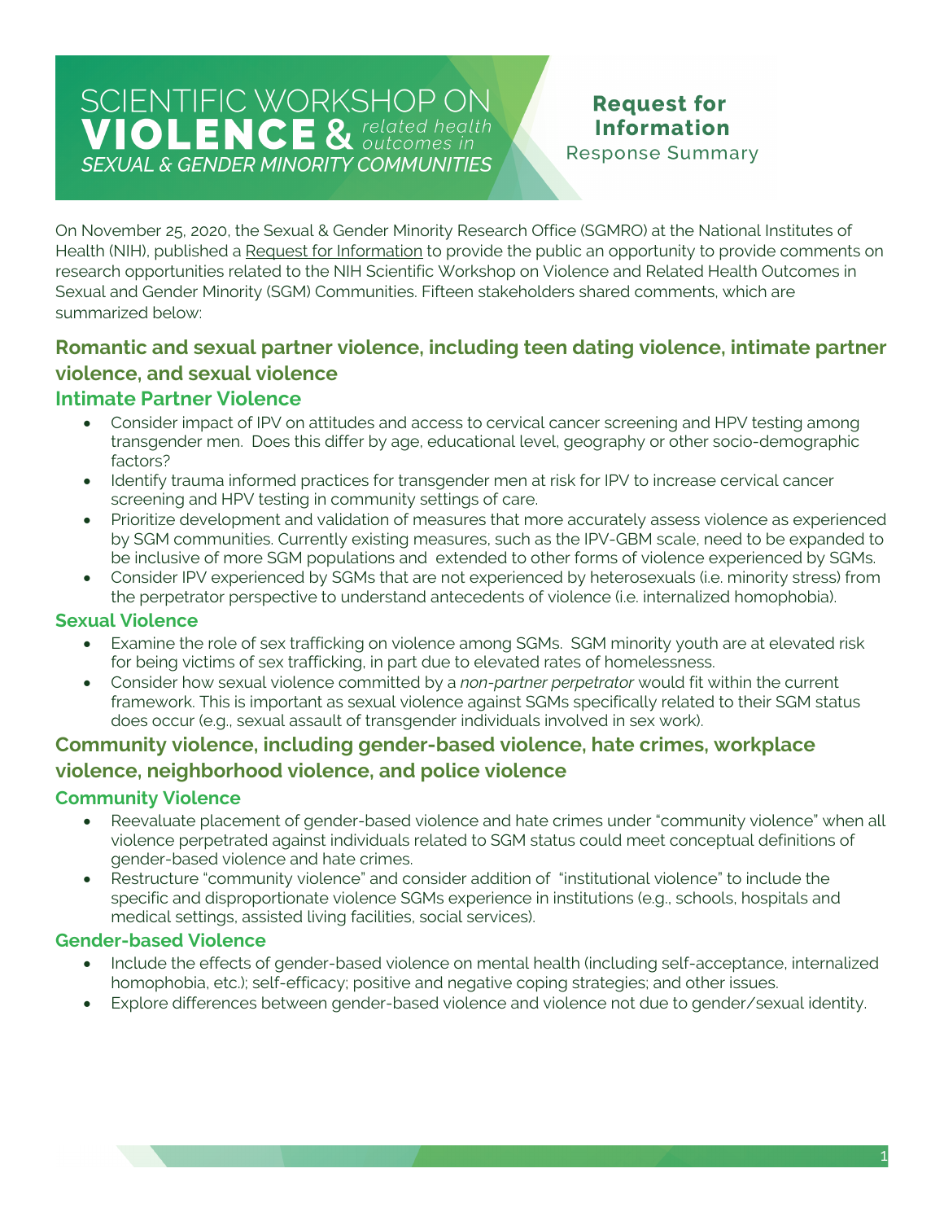# SCIENTIFIC WORKSHOP ON VIOLENCE & *related health outcomes in* *SEXUAL & GENDER MINORITY COMMUNITIES*

**Request for Information**
Response Summary

On November 25, 2020, the Sexual & Gender Minority Research Office (SGMRO) at the National Institutes of Health (NIH), published a Request for Information to provide the public an opportunity to provide comments on research opportunities related to the NIH Scientific Workshop on Violence and Related Health Outcomes in Sexual and Gender Minority (SGM) Communities. Fifteen stakeholders shared comments, which are summarized below:

## Romantic and sexual partner violence, including teen dating violence, intimate partner violence, and sexual violence

### Intimate Partner Violence

- Consider impact of IPV on attitudes and access to cervical cancer screening and HPV testing among transgender men. Does this differ by age, educational level, geography or other socio-demographic factors?
- Identify trauma informed practices for transgender men at risk for IPV to increase cervical cancer screening and HPV testing in community settings of care.
- Prioritize development and validation of measures that more accurately assess violence as experienced by SGM communities. Currently existing measures, such as the IPV-GBM scale, need to be expanded to be inclusive of more SGM populations and extended to other forms of violence experienced by SGMs.
- Consider IPV experienced by SGMs that are not experienced by heterosexuals (i.e. minority stress) from the perpetrator perspective to understand antecedents of violence (i.e. internalized homophobia).

### Sexual Violence

- Examine the role of sex trafficking on violence among SGMs. SGM minority youth are at elevated risk for being victims of sex trafficking, in part due to elevated rates of homelessness.
- Consider how sexual violence committed by a *non-partner perpetrator* would fit within the current framework. This is important as sexual violence against SGMs specifically related to their SGM status does occur (e.g., sexual assault of transgender individuals involved in sex work).

## Community violence, including gender-based violence, hate crimes, workplace violence, neighborhood violence, and police violence

### Community Violence

- Reevaluate placement of gender-based violence and hate crimes under "community violence" when all violence perpetrated against individuals related to SGM status could meet conceptual definitions of gender-based violence and hate crimes.
- Restructure "community violence" and consider addition of "institutional violence" to include the specific and disproportionate violence SGMs experience in institutions (e.g., schools, hospitals and medical settings, assisted living facilities, social services).

### Gender-based Violence

- Include the effects of gender-based violence on mental health (including self-acceptance, internalized homophobia, etc.); self-efficacy; positive and negative coping strategies; and other issues.
- Explore differences between gender-based violence and violence not due to gender/sexual identity.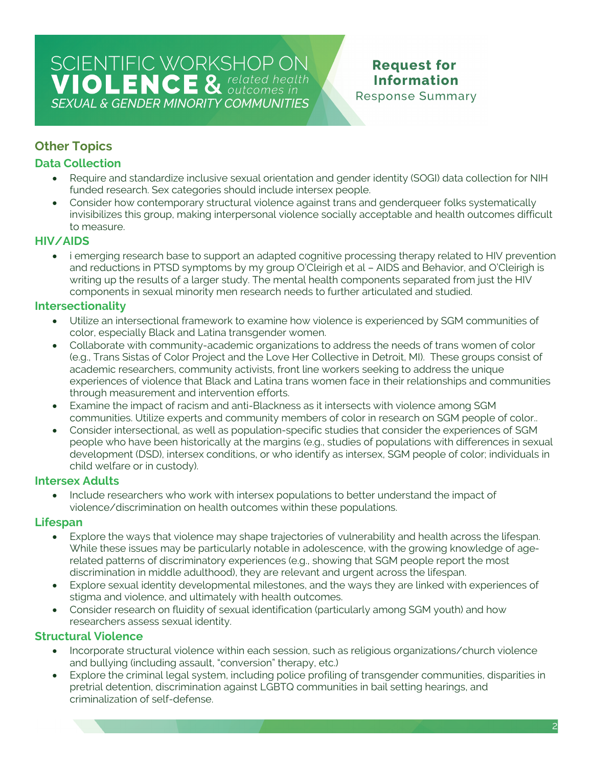## Other Topics

### Data Collection

- Require and standardize inclusive sexual orientation and gender identity (SOGI) data collection for NIH funded research. Sex categories should include intersex people.
- Consider how contemporary structural violence against trans and genderqueer folks systematically invisibilizes this group, making interpersonal violence socially acceptable and health outcomes difficult to measure.

### HIV/AIDS

- i emerging research base to support an adapted cognitive processing therapy related to HIV prevention and reductions in PTSD symptoms by my group O'Cleirigh et al – AIDS and Behavior, and O'Cleirigh is writing up the results of a larger study. The mental health components separated from just the HIV components in sexual minority men research needs to further articulated and studied.

### Intersectionality

- Utilize an intersectional framework to examine how violence is experienced by SGM communities of color, especially Black and Latina transgender women.
- Collaborate with community-academic organizations to address the needs of trans women of color (e.g., Trans Sistas of Color Project and the Love Her Collective in Detroit, MI). These groups consist of academic researchers, community activists, front line workers seeking to address the unique experiences of violence that Black and Latina trans women face in their relationships and communities through measurement and intervention efforts.
- Examine the impact of racism and anti-Blackness as it intersects with violence among SGM communities. Utilize experts and community members of color in research on SGM people of color..
- Consider intersectional, as well as population-specific studies that consider the experiences of SGM people who have been historically at the margins (e.g., studies of populations with differences in sexual development (DSD), intersex conditions, or who identify as intersex, SGM people of color; individuals in child welfare or in custody).

### Intersex Adults

- Include researchers who work with intersex populations to better understand the impact of violence/discrimination on health outcomes within these populations.

### Lifespan

- Explore the ways that violence may shape trajectories of vulnerability and health across the lifespan. While these issues may be particularly notable in adolescence, with the growing knowledge of age-related patterns of discriminatory experiences (e.g., showing that SGM people report the most discrimination in middle adulthood), they are relevant and urgent across the lifespan.
- Explore sexual identity developmental milestones, and the ways they are linked with experiences of stigma and violence, and ultimately with health outcomes.
- Consider research on fluidity of sexual identification (particularly among SGM youth) and how researchers assess sexual identity.

### Structural Violence

- Incorporate structural violence within each session, such as religious organizations/church violence and bullying (including assault, "conversion" therapy, etc.)
- Explore the criminal legal system, including police profiling of transgender communities, disparities in pretrial detention, discrimination against LGBTQ communities in bail setting hearings, and criminalization of self-defense.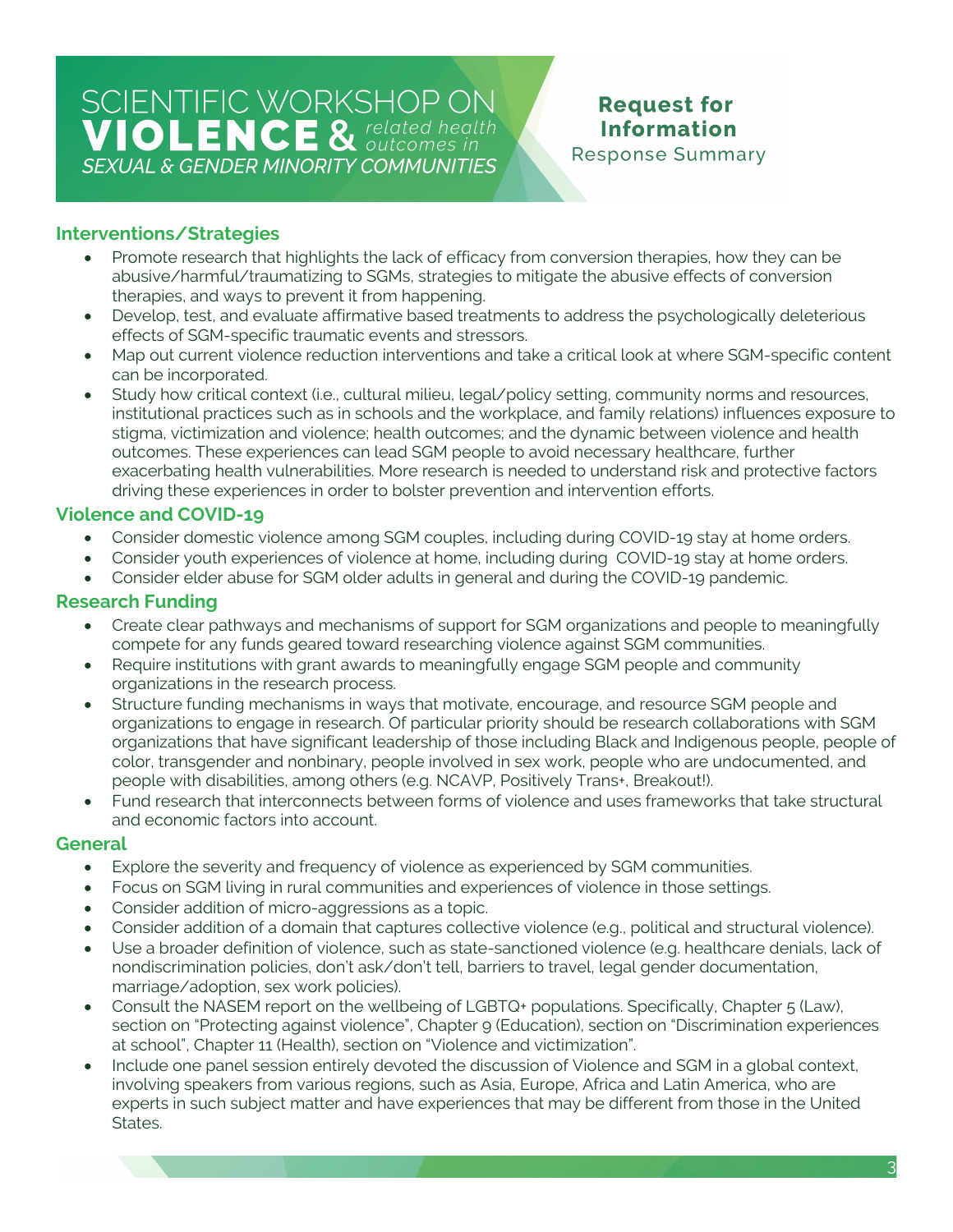## Interventions/Strategies

- Promote research that highlights the lack of efficacy from conversion therapies, how they can be abusive/harmful/traumatizing to SGMs, strategies to mitigate the abusive effects of conversion therapies, and ways to prevent it from happening.
- Develop, test, and evaluate affirmative based treatments to address the psychologically deleterious effects of SGM-specific traumatic events and stressors.
- Map out current violence reduction interventions and take a critical look at where SGM-specific content can be incorporated.
- Study how critical context (i.e., cultural milieu, legal/policy setting, community norms and resources, institutional practices such as in schools and the workplace, and family relations) influences exposure to stigma, victimization and violence; health outcomes; and the dynamic between violence and health outcomes. These experiences can lead SGM people to avoid necessary healthcare, further exacerbating health vulnerabilities. More research is needed to understand risk and protective factors driving these experiences in order to bolster prevention and intervention efforts.

## Violence and COVID-19

- Consider domestic violence among SGM couples, including during COVID-19 stay at home orders.
- Consider youth experiences of violence at home, including during COVID-19 stay at home orders.
- Consider elder abuse for SGM older adults in general and during the COVID-19 pandemic.

## Research Funding

- Create clear pathways and mechanisms of support for SGM organizations and people to meaningfully compete for any funds geared toward researching violence against SGM communities.
- Require institutions with grant awards to meaningfully engage SGM people and community organizations in the research process.
- Structure funding mechanisms in ways that motivate, encourage, and resource SGM people and organizations to engage in research. Of particular priority should be research collaborations with SGM organizations that have significant leadership of those including Black and Indigenous people, people of color, transgender and nonbinary, people involved in sex work, people who are undocumented, and people with disabilities, among others (e.g. NCAVP, Positively Trans+, Breakout!).
- Fund research that interconnects between forms of violence and uses frameworks that take structural and economic factors into account.

## General

- Explore the severity and frequency of violence as experienced by SGM communities.
- Focus on SGM living in rural communities and experiences of violence in those settings.
- Consider addition of micro-aggressions as a topic.
- Consider addition of a domain that captures collective violence (e.g., political and structural violence).
- Use a broader definition of violence, such as state-sanctioned violence (e.g. healthcare denials, lack of nondiscrimination policies, don't ask/don't tell, barriers to travel, legal gender documentation, marriage/adoption, sex work policies).
- Consult the NASEM report on the wellbeing of LGBTQ+ populations. Specifically, Chapter 5 (Law), section on "Protecting against violence", Chapter 9 (Education), section on "Discrimination experiences at school", Chapter 11 (Health), section on "Violence and victimization".
- Include one panel session entirely devoted the discussion of Violence and SGM in a global context, involving speakers from various regions, such as Asia, Europe, Africa and Latin America, who are experts in such subject matter and have experiences that may be different from those in the United States.